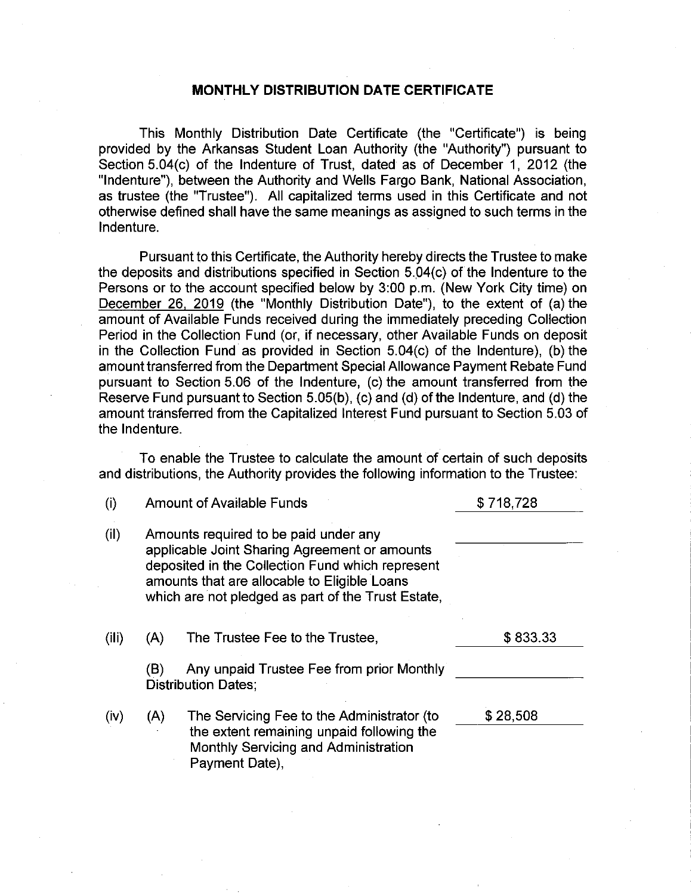# MONTHLY DISTRIBUTION DATE CERTIFICATE

This Monthly Distribution Date Certificate (the "Certificate") is being provided by the Arkansas Student Loan Authority (the "Authority") pursuant to Section 5.04(c) of the Indenture of Trust, dated as of December 1, 2012 (the "Indenture"), between the Authority and Wells Fargo Bank, National Association, as trustee (the "Trustee"). All capitalized terms used in this Certificate and not otherwise defined shall have the same meanings as assigned to such terms in the Indenture.

Pursuant to this Certificate, the Authority hereby directs the Trustee to make the deposits and distributions specified in Section 5.04(c) of the Indenture to the Persons or to the account specified below by 3:00 p.m. (New York City time) on December 26, 2019 (the "Monthly Distribution Date"), to the extent of (a) the amount of Available Funds received during the immediately preceding Collection Period in the Collection Fund (or, if necessary, other Available Funds on deposit in the Collection Fund as provided in Section 5.04(c) of the Indenture), (b) the amount transferred from the Department Special Allowance Payment Rebate Fund pursuant to Section 5.06 of the Indenture, (c) the amount transferred from the Reserve Fund pursuant to Section 5.05(b), (c) and (d) of the Indenture, and (d) the amount transferred from the Capitalized Interest Fund pursuant to Section 5.03 of the Indenture.

To enable the Trustee to calculate the amount of certain of such deposits and distributions, the Authority provides the following information to the Trustee:

| | | | |
|---|---|---|---|
| (i) | | Amount of Available Funds | $ 718,728 |
| (ii) | | Amounts required to be paid under any applicable Joint Sharing Agreement or amounts deposited in the Collection Fund which represent amounts that are allocable to Eligible Loans which are not pledged as part of the Trust Estate, | |
| (iii) | (A) | The Trustee Fee to the Trustee, | $ 833.33 |
| | (B) | Any unpaid Trustee Fee from prior Monthly Distribution Dates; | |
| (iv) | (A) | The Servicing Fee to the Administrator (to the extent remaining unpaid following the Monthly Servicing and Administration Payment Date), | $ 28,508 |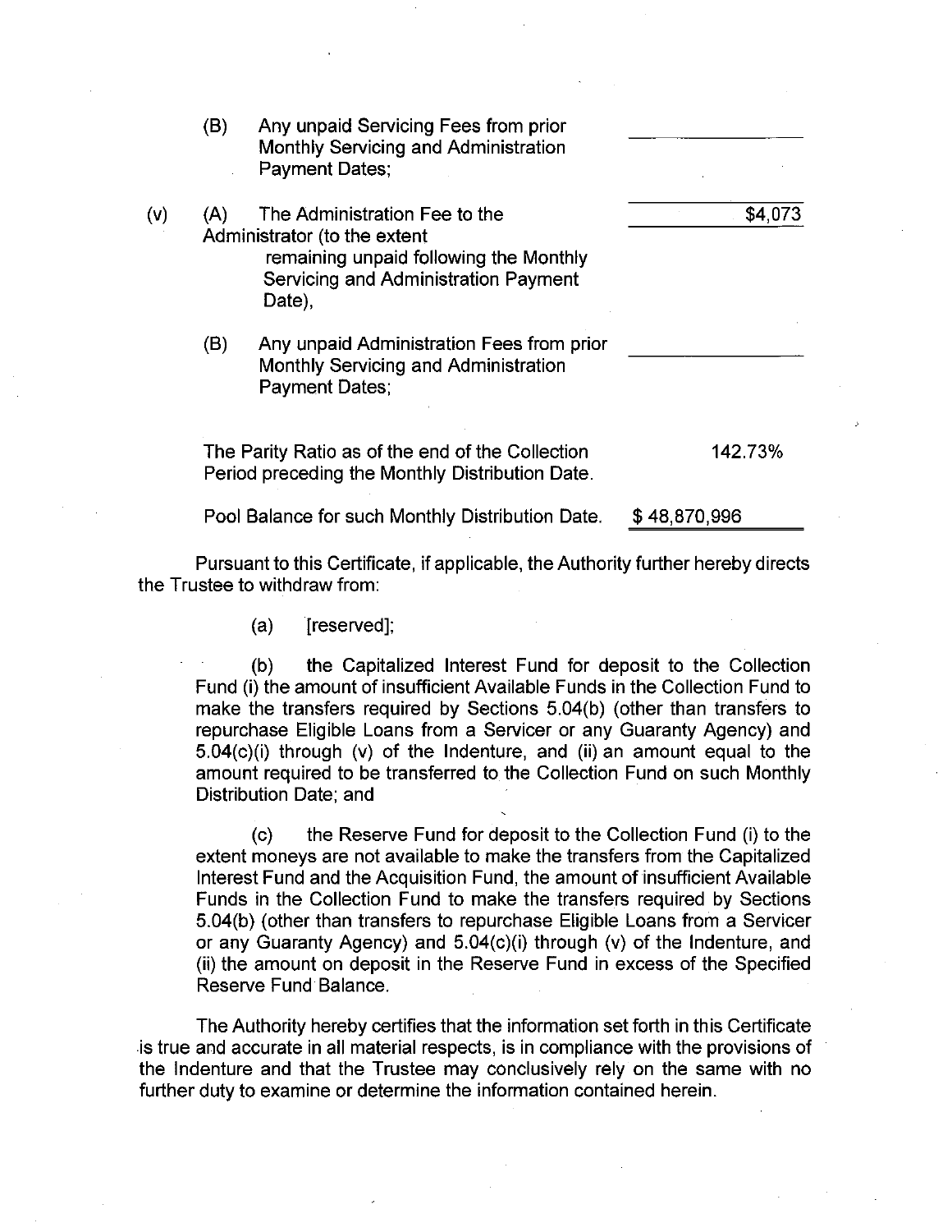| | | |
|---|---|---|
| | (B) Any unpaid Servicing Fees from prior Monthly Servicing and Administration Payment Dates; | |
| (v) | (A) The Administration Fee to the Administrator (to the extent remaining unpaid following the Monthly Servicing and Administration Payment Date), | $4,073 |
| | (B) Any unpaid Administration Fees from prior Monthly Servicing and Administration Payment Dates; | |
| | The Parity Ratio as of the end of the Collection Period preceding the Monthly Distribution Date. | 142.73% |
| | Pool Balance for such Monthly Distribution Date. | $ 48,870,996 |

Pursuant to this Certificate, if applicable, the Authority further hereby directs the Trustee to withdraw from:

(a) [reserved];

(b) the Capitalized Interest Fund for deposit to the Collection Fund (i) the amount of insufficient Available Funds in the Collection Fund to make the transfers required by Sections 5.04(b) (other than transfers to repurchase Eligible Loans from a Servicer or any Guaranty Agency) and 5.04(c)(i) through (v) of the Indenture, and (ii) an amount equal to the amount required to be transferred to the Collection Fund on such Monthly Distribution Date; and

(c) the Reserve Fund for deposit to the Collection Fund (i) to the extent moneys are not available to make the transfers from the Capitalized Interest Fund and the Acquisition Fund, the amount of insufficient Available Funds in the Collection Fund to make the transfers required by Sections 5.04(b) (other than transfers to repurchase Eligible Loans from a Servicer or any Guaranty Agency) and 5.04(c)(i) through (v) of the Indenture, and (ii) the amount on deposit in the Reserve Fund in excess of the Specified Reserve Fund Balance.

The Authority hereby certifies that the information set forth in this Certificate is true and accurate in all material respects, is in compliance with the provisions of the Indenture and that the Trustee may conclusively rely on the same with no further duty to examine or determine the information contained herein.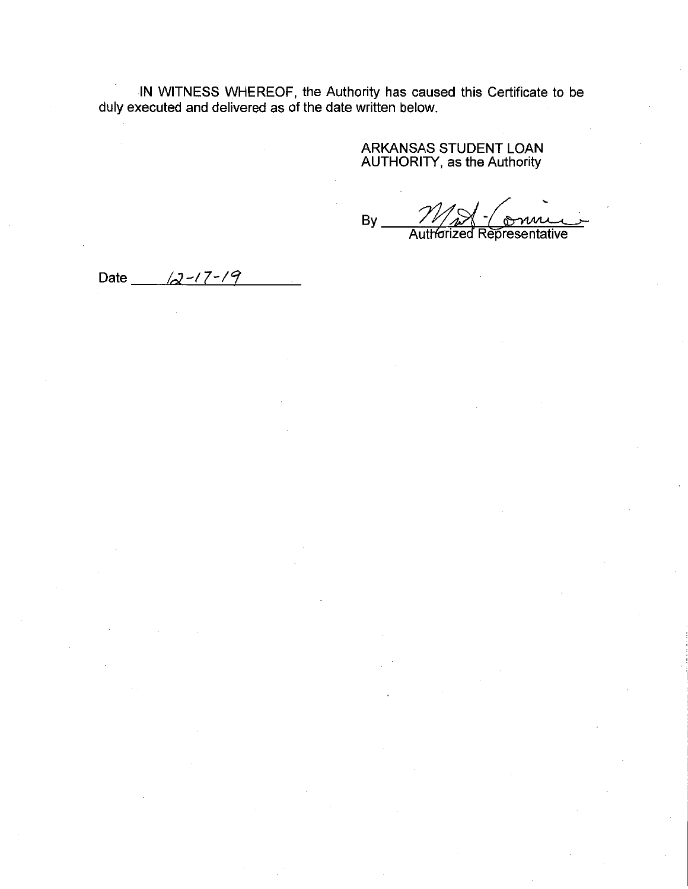IN WITNESS WHEREOF, the Authority has caused this Certificate to be duly executed and delivered as of the date written below.

ARKANSAS STUDENT LOAN AUTHORITY, as the Authority

By ______________________
Authorized Representative

Date 12-17-19